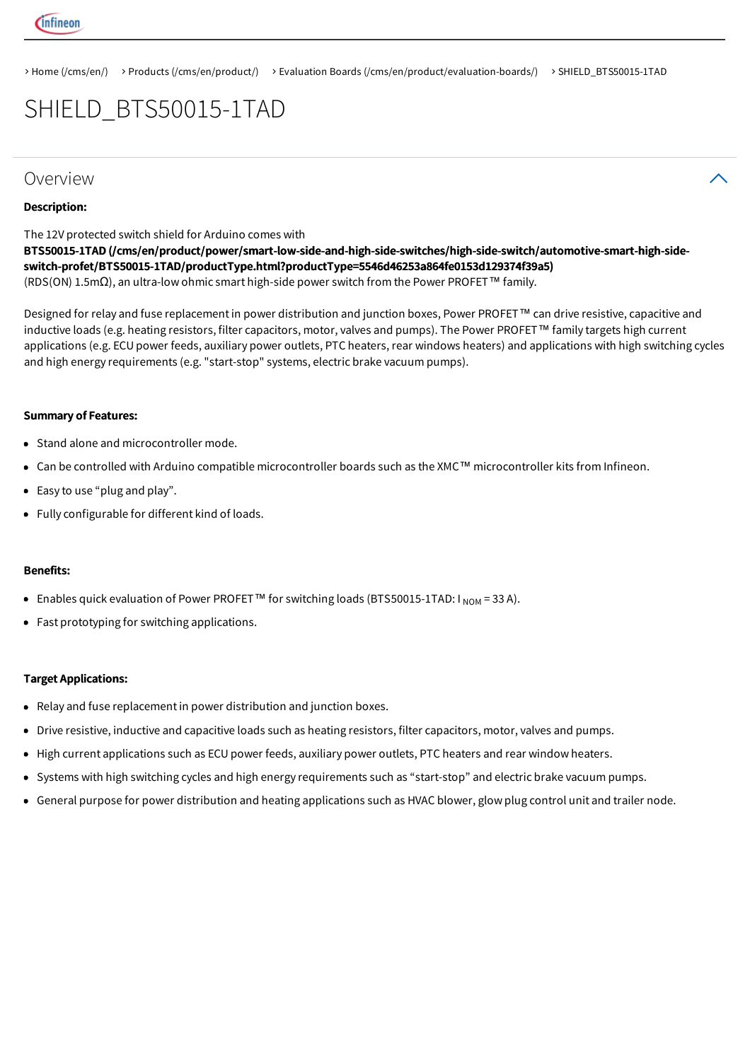› Home (/cms/en/) › Products (/cms/en/product/) › Evaluation Boards (/cms/en/product/evaluation-boards/) › SHIELD_BTS50015-1TAD

# SHIELD_BTS50015-1TAD

## Overview

**Description:**

The 12V protected switch shield for Arduino comes with **BTS50015-1TAD (/cms/en/product/power/smart-low-side-and-high-side-switches/high-side-switch/automotive-smart-high-side-switch-profet/BTS50015-1TAD/productType.html?productType=5546d46253a864fe0153d129374f39a5)** (RDS(ON) 1.5mΩ), an ultra-low ohmic smart high-side power switch from the Power PROFET™ family.

Designed for relay and fuse replacement in power distribution and junction boxes, Power PROFET™ can drive resistive, capacitive and inductive loads (e.g. heating resistors, filter capacitors, motor, valves and pumps). The Power PROFET™ family targets high current applications (e.g. ECU power feeds, auxiliary power outlets, PTC heaters, rear windows heaters) and applications with high switching cycles and high energy requirements (e.g. "start-stop" systems, electric brake vacuum pumps).

**Summary of Features:**

- Stand alone and microcontroller mode.
- Can be controlled with Arduino compatible microcontroller boards such as the XMC™ microcontroller kits from Infineon.
- Easy to use “plug and play”.
- Fully configurable for different kind of loads.

**Benefits:**

- Enables quick evaluation of Power PROFET™ for switching loads (BTS50015-1TAD: $I_{NOM}$ = 33 A).
- Fast prototyping for switching applications.

**Target Applications:**

- Relay and fuse replacement in power distribution and junction boxes.
- Drive resistive, inductive and capacitive loads such as heating resistors, filter capacitors, motor, valves and pumps.
- High current applications such as ECU power feeds, auxiliary power outlets, PTC heaters and rear window heaters.
- Systems with high switching cycles and high energy requirements such as “start-stop” and electric brake vacuum pumps.
- General purpose for power distribution and heating applications such as HVAC blower, glow plug control unit and trailer node.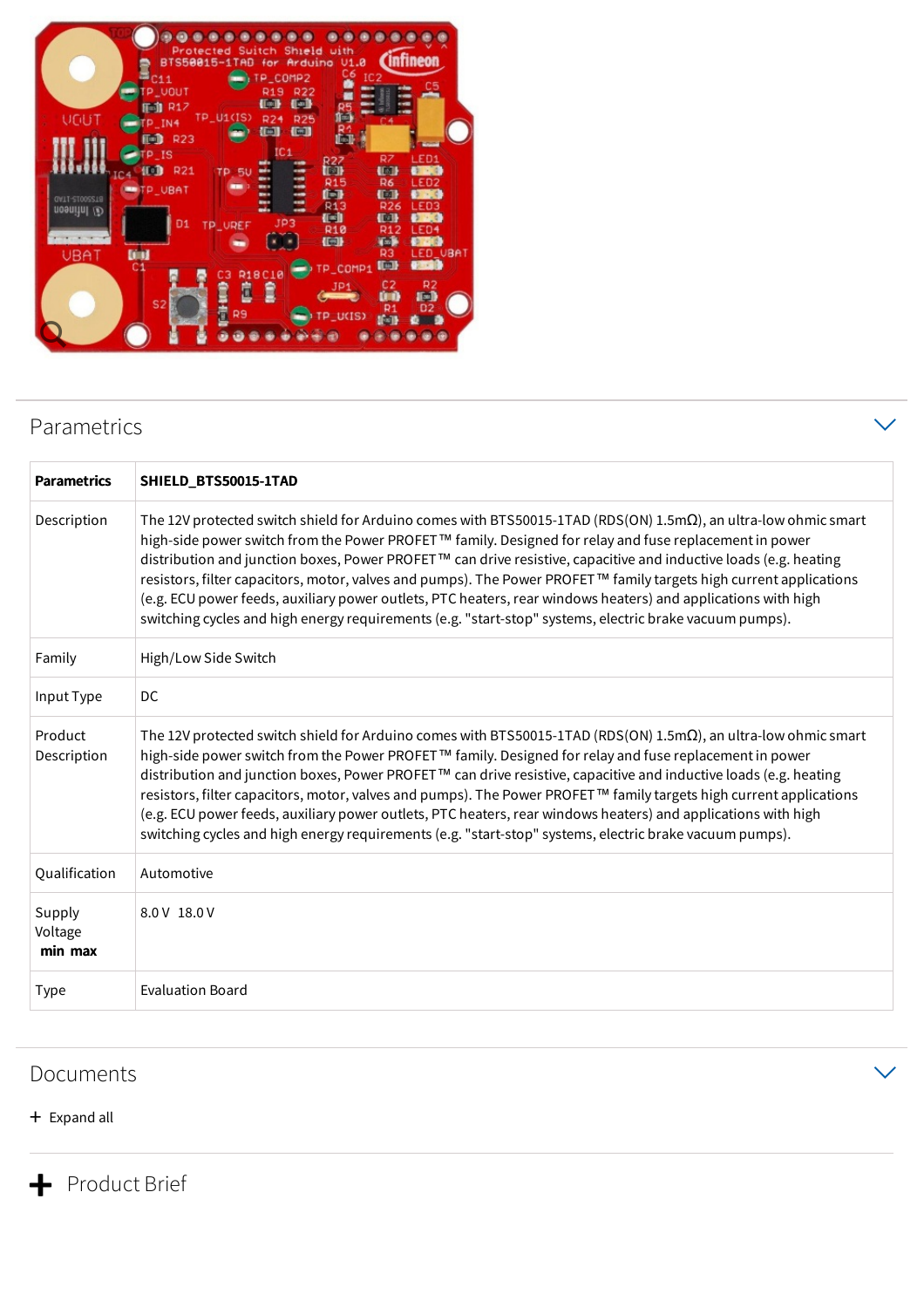## Parametrics

| Parametrics | SHIELD_BTS50015-1TAD |
| --- | --- |
| Description | The 12V protected switch shield for Arduino comes with BTS50015-1TAD (RDS(ON) 1.5mΩ), an ultra-low ohmic smart high-side power switch from the Power PROFET™ family. Designed for relay and fuse replacement in power distribution and junction boxes, Power PROFET™ can drive resistive, capacitive and inductive loads (e.g. heating resistors, filter capacitors, motor, valves and pumps). The Power PROFET™ family targets high current applications (e.g. ECU power feeds, auxiliary power outlets, PTC heaters, rear windows heaters) and applications with high switching cycles and high energy requirements (e.g. "start-stop" systems, electric brake vacuum pumps). |
| Family | High/Low Side Switch |
| Input Type | DC |
| Product Description | The 12V protected switch shield for Arduino comes with BTS50015-1TAD (RDS(ON) 1.5mΩ), an ultra-low ohmic smart high-side power switch from the Power PROFET™ family. Designed for relay and fuse replacement in power distribution and junction boxes, Power PROFET™ can drive resistive, capacitive and inductive loads (e.g. heating resistors, filter capacitors, motor, valves and pumps). The Power PROFET™ family targets high current applications (e.g. ECU power feeds, auxiliary power outlets, PTC heaters, rear windows heaters) and applications with high switching cycles and high energy requirements (e.g. "start-stop" systems, electric brake vacuum pumps). |
| Qualification | Automotive |
| Supply Voltage **min max** | 8.0 V 18.0 V |
| Type | Evaluation Board |

## Documents

+ Expand all

## + Product Brief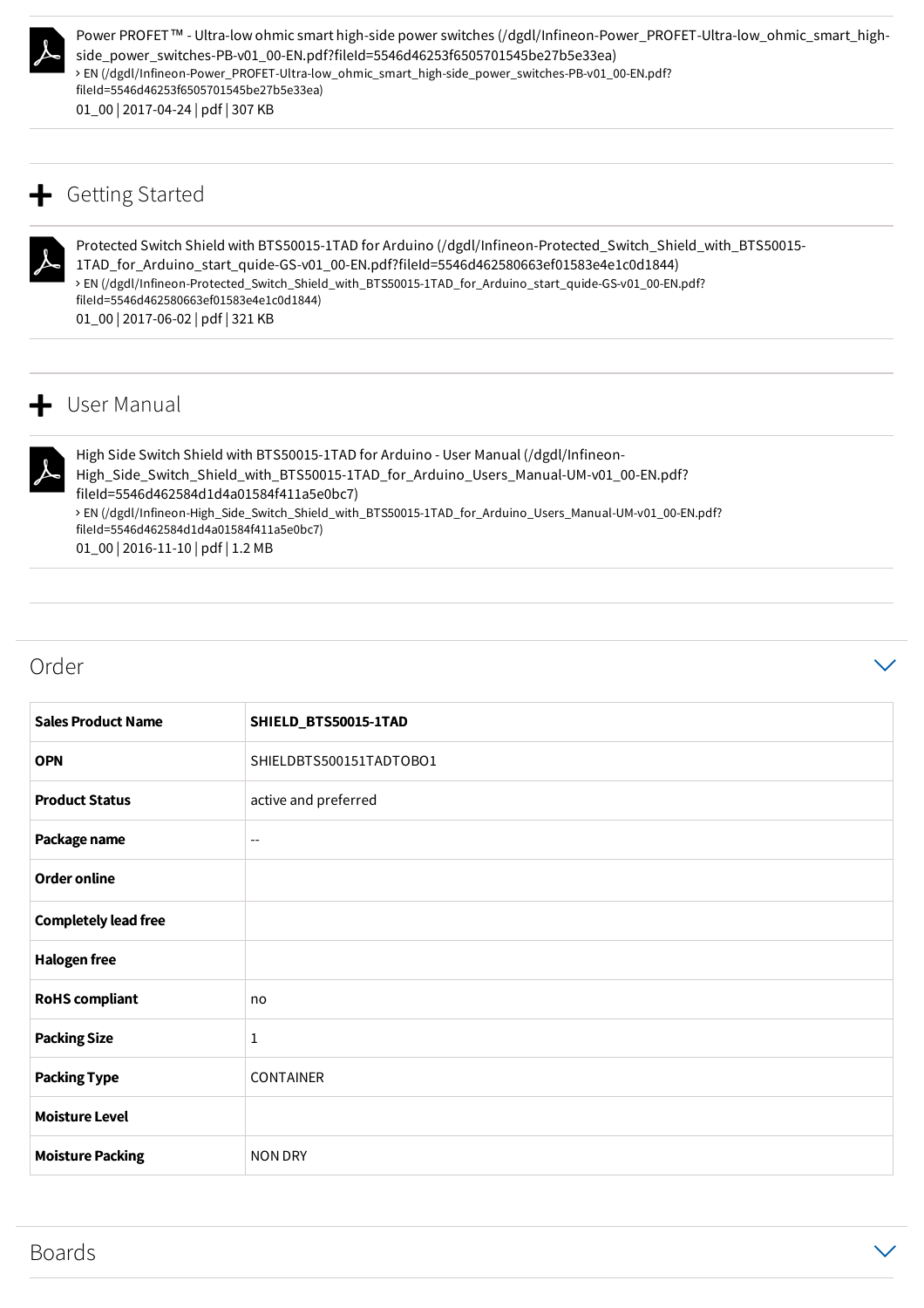Power PROFET™ - Ultra-low ohmic smart high-side power switches (/dgdl/Infineon-Power_PROFET-Ultra-low_ohmic_smart_high-side_power_switches-PB-v01_00-EN.pdf?fileId=5546d46253f6505701545be27b5e33ea)
› EN (/dgdl/Infineon-Power_PROFET-Ultra-low_ohmic_smart_high-side_power_switches-PB-v01_00-EN.pdf?fileId=5546d46253f6505701545be27b5e33ea)
01_00 | 2017-04-24 | pdf | 307 KB

## Getting Started

Protected Switch Shield with BTS50015-1TAD for Arduino (/dgdl/Infineon-Protected_Switch_Shield_with_BTS50015-1TAD_for_Arduino_start_quide-GS-v01_00-EN.pdf?fileId=5546d462580663ef01583e4e1c0d1844)
› EN (/dgdl/Infineon-Protected_Switch_Shield_with_BTS50015-1TAD_for_Arduino_start_quide-GS-v01_00-EN.pdf?fileId=5546d462580663ef01583e4e1c0d1844)
01_00 | 2017-06-02 | pdf | 321 KB

## User Manual

High Side Switch Shield with BTS50015-1TAD for Arduino - User Manual (/dgdl/Infineon-High_Side_Switch_Shield_with_BTS50015-1TAD_for_Arduino_Users_Manual-UM-v01_00-EN.pdf?fileId=5546d462584d1d4a01584f411a5e0bc7)
› EN (/dgdl/Infineon-High_Side_Switch_Shield_with_BTS50015-1TAD_for_Arduino_Users_Manual-UM-v01_00-EN.pdf?fileId=5546d462584d1d4a01584f411a5e0bc7)
01_00 | 2016-11-10 | pdf | 1.2 MB

## Order

| Sales Product Name | SHIELD_BTS50015-1TAD |
|---|---|
| OPN | SHIELDBTS500151TADTOBO1 |
| Product Status | active and preferred |
| Package name | -- |
| Order online | |
| Completely lead free | |
| Halogen free | |
| RoHS compliant | no |
| Packing Size | 1 |
| Packing Type | CONTAINER |
| Moisture Level | |
| Moisture Packing | NON DRY |

## Boards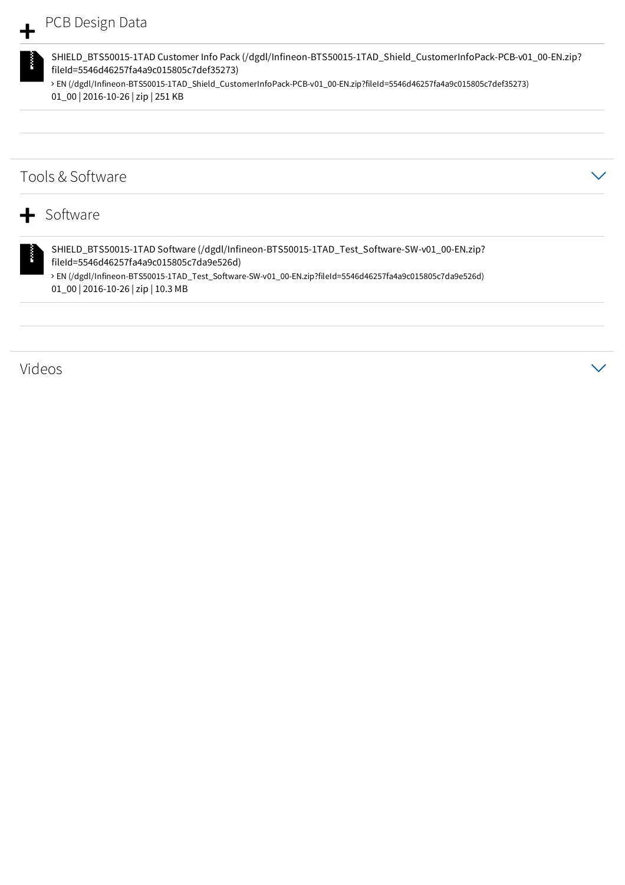## + PCB Design Data

SHIELD_BTS50015-1TAD Customer Info Pack (/dgdl/Infineon-BTS50015-1TAD_Shield_CustomerInfoPack-PCB-v01_00-EN.zip?fileId=5546d46257fa4a9c015805c7def35273)

› EN (/dgdl/Infineon-BTS50015-1TAD_Shield_CustomerInfoPack-PCB-v01_00-EN.zip?fileId=5546d46257fa4a9c015805c7def35273)

01_00 | 2016-10-26 | zip | 251 KB

# Tools & Software

## + Software

SHIELD_BTS50015-1TAD Software (/dgdl/Infineon-BTS50015-1TAD_Test_Software-SW-v01_00-EN.zip?fileId=5546d46257fa4a9c015805c7da9e526d)

› EN (/dgdl/Infineon-BTS50015-1TAD_Test_Software-SW-v01_00-EN.zip?fileId=5546d46257fa4a9c015805c7da9e526d)

01_00 | 2016-10-26 | zip | 10.3 MB

# Videos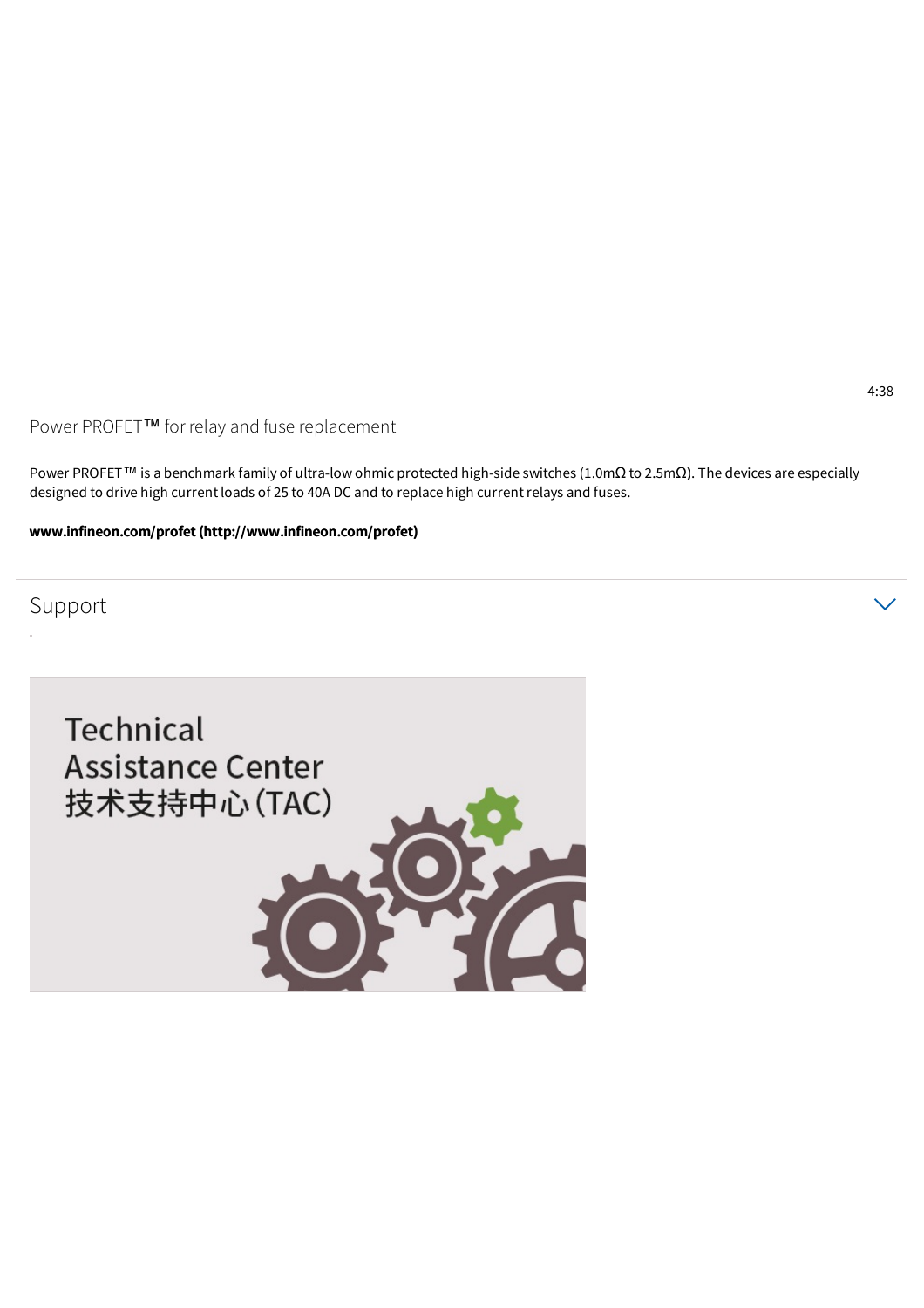4:38

## Power PROFET™ for relay and fuse replacement

Power PROFET™ is a benchmark family of ultra-low ohmic protected high-side switches (1.0mΩ to 2.5mΩ). The devices are especially designed to drive high current loads of 25 to 40A DC and to replace high current relays and fuses.

**www.infineon.com/profet (http://www.infineon.com/profet)**

## Support

Technical Assistance Center
技术支持中心(TAC)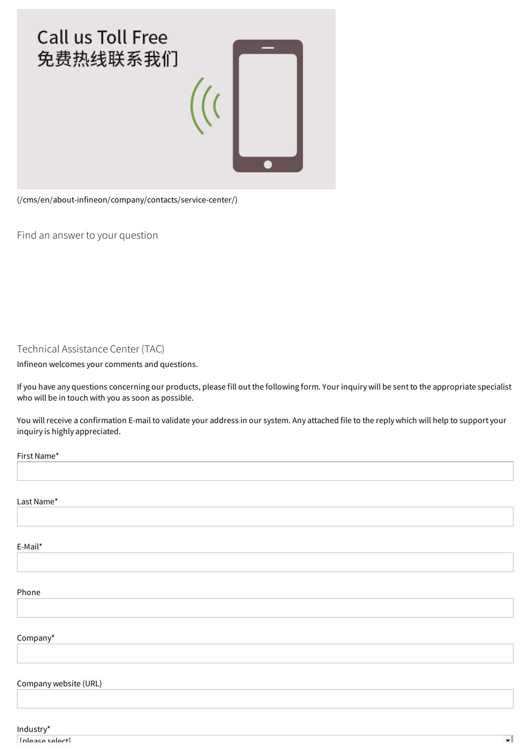Call us Toll Free
免费热线联系我们

(/cms/en/about-infineon/company/contacts/service-center/)

## Find an answer to your question

## Technical Assistance Center (TAC)

Infineon welcomes your comments and questions.

If you have any questions concerning our products, please fill out the following form. Your inquiry will be sent to the appropriate specialist who will be in touch with you as soon as possible.

You will receive a confirmation E-mail to validate your address in our system. Any attached file to the reply which will help to support your inquiry is highly appreciated.

First Name*

Last Name*

E-Mail*

Phone

Company*

Company website (URL)

Industry*

[please select]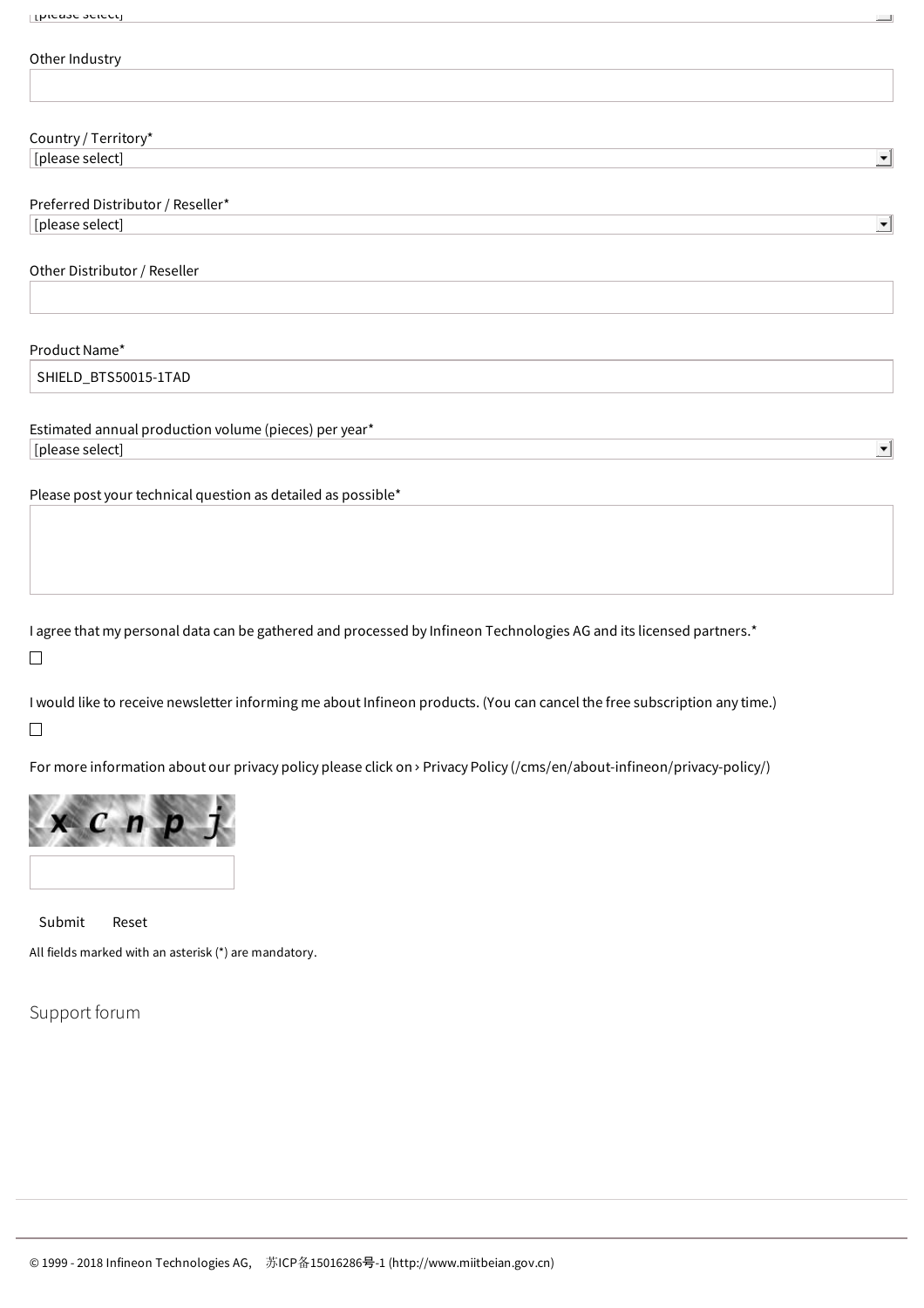[please select]

Other Industry

Country / Territory*

[please select]

Preferred Distributor / Reseller*

[please select]

Other Distributor / Reseller

Product Name*

SHIELD_BTS50015-1TAD

Estimated annual production volume (pieces) per year*

[please select]

Please post your technical question as detailed as possible*

I agree that my personal data can be gathered and processed by Infineon Technologies AG and its licensed partners.*

☐

I would like to receive newsletter informing me about Infineon products. (You can cancel the free subscription any time.)

☐

For more information about our privacy policy please click on › Privacy Policy (/cms/en/about-infineon/privacy-policy/)

Submit Reset

All fields marked with an asterisk (*) are mandatory.

Support forum

© 1999 - 2018 Infineon Technologies AG, 苏ICP备15016286号-1 (http://www.miitbeian.gov.cn)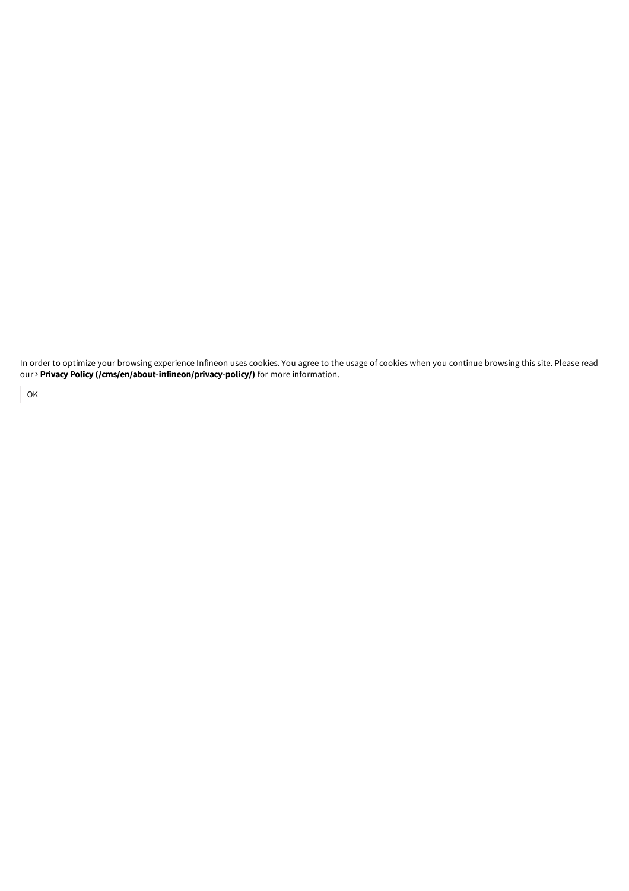In order to optimize your browsing experience Infineon uses cookies. You agree to the usage of cookies when you continue browsing this site. Please read our › **Privacy Policy (/cms/en/about-infineon/privacy-policy/)** for more information.

OK